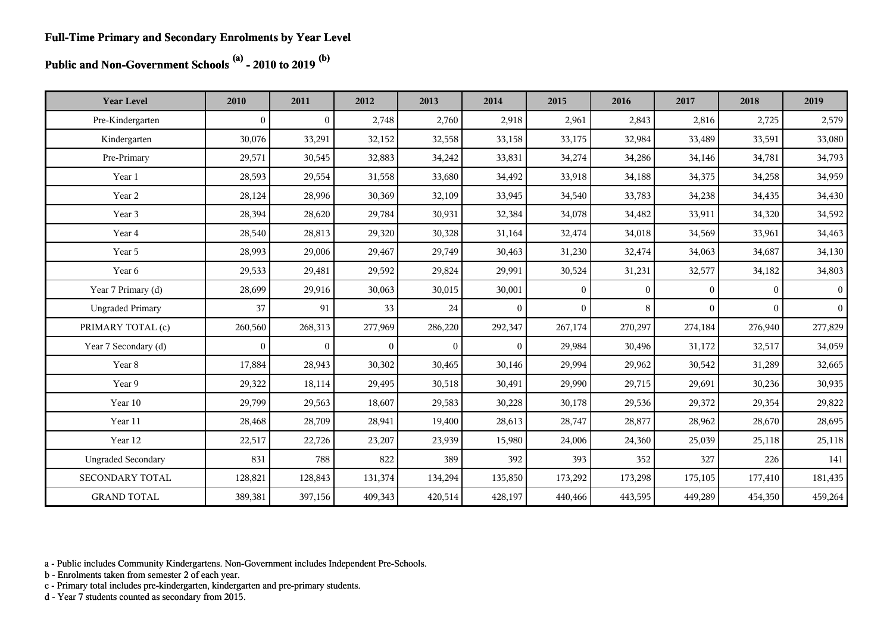**Full-Time Primary and Secondary Enrolments by Year Level**

**Public and Non-Government Schools [(a)] - 2010 to 2019 [(b)]**

| Year Level | 2010 | 2011 | 2012 | 2013 | 2014 | 2015 | 2016 | 2017 | 2018 | 2019 |
|---|---|---|---|---|---|---|---|---|---|---|
| Pre-Kindergarten | 0 | 0 | 2,748 | 2,760 | 2,918 | 2,961 | 2,843 | 2,816 | 2,725 | 2,579 |
| Kindergarten | 30,076 | 33,291 | 32,152 | 32,558 | 33,158 | 33,175 | 32,984 | 33,489 | 33,591 | 33,080 |
| Pre-Primary | 29,571 | 30,545 | 32,883 | 34,242 | 33,831 | 34,274 | 34,286 | 34,146 | 34,781 | 34,793 |
| Year 1 | 28,593 | 29,554 | 31,558 | 33,680 | 34,492 | 33,918 | 34,188 | 34,375 | 34,258 | 34,959 |
| Year 2 | 28,124 | 28,996 | 30,369 | 32,109 | 33,945 | 34,540 | 33,783 | 34,238 | 34,435 | 34,430 |
| Year 3 | 28,394 | 28,620 | 29,784 | 30,931 | 32,384 | 34,078 | 34,482 | 33,911 | 34,320 | 34,592 |
| Year 4 | 28,540 | 28,813 | 29,320 | 30,328 | 31,164 | 32,474 | 34,018 | 34,569 | 33,961 | 34,463 |
| Year 5 | 28,993 | 29,006 | 29,467 | 29,749 | 30,463 | 31,230 | 32,474 | 34,063 | 34,687 | 34,130 |
| Year 6 | 29,533 | 29,481 | 29,592 | 29,824 | 29,991 | 30,524 | 31,231 | 32,577 | 34,182 | 34,803 |
| Year 7 Primary (d) | 28,699 | 29,916 | 30,063 | 30,015 | 30,001 | 0 | 0 | 0 | 0 | 0 |
| Ungraded Primary | 37 | 91 | 33 | 24 | 0 | 0 | 8 | 0 | 0 | 0 |
| PRIMARY TOTAL (c) | 260,560 | 268,313 | 277,969 | 286,220 | 292,347 | 267,174 | 270,297 | 274,184 | 276,940 | 277,829 |
| Year 7 Secondary (d) | 0 | 0 | 0 | 0 | 0 | 29,984 | 30,496 | 31,172 | 32,517 | 34,059 |
| Year 8 | 17,884 | 28,943 | 30,302 | 30,465 | 30,146 | 29,994 | 29,962 | 30,542 | 31,289 | 32,665 |
| Year 9 | 29,322 | 18,114 | 29,495 | 30,518 | 30,491 | 29,990 | 29,715 | 29,691 | 30,236 | 30,935 |
| Year 10 | 29,799 | 29,563 | 18,607 | 29,583 | 30,228 | 30,178 | 29,536 | 29,372 | 29,354 | 29,822 |
| Year 11 | 28,468 | 28,709 | 28,941 | 19,400 | 28,613 | 28,747 | 28,877 | 28,962 | 28,670 | 28,695 |
| Year 12 | 22,517 | 22,726 | 23,207 | 23,939 | 15,980 | 24,006 | 24,360 | 25,039 | 25,118 | 25,118 |
| Ungraded Secondary | 831 | 788 | 822 | 389 | 392 | 393 | 352 | 327 | 226 | 141 |
| SECONDARY TOTAL | 128,821 | 128,843 | 131,374 | 134,294 | 135,850 | 173,292 | 173,298 | 175,105 | 177,410 | 181,435 |
| GRAND TOTAL | 389,381 | 397,156 | 409,343 | 420,514 | 428,197 | 440,466 | 443,595 | 449,289 | 454,350 | 459,264 |

a - Public includes Community Kindergartens. Non-Government includes Independent Pre-Schools.
b - Enrolments taken from semester 2 of each year.
c - Primary total includes pre-kindergarten, kindergarten and pre-primary students.
d - Year 7 students counted as secondary from 2015.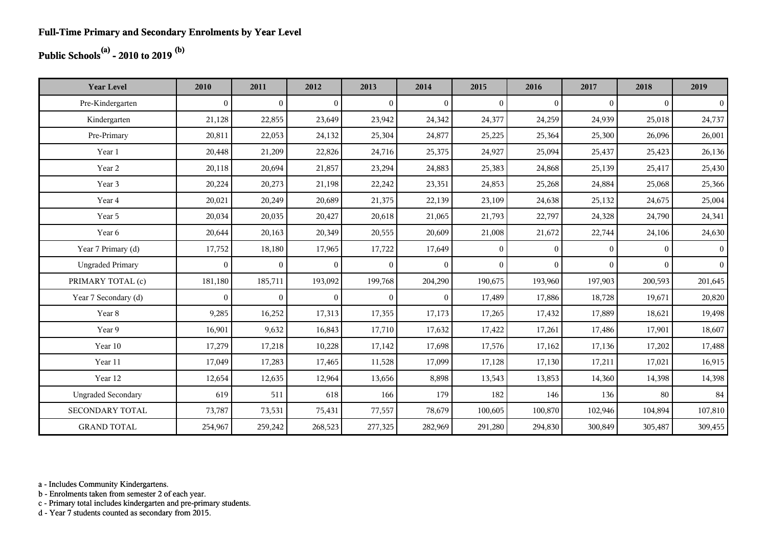## Full-Time Primary and Secondary Enrolments by Year Level

## Public Schools[(a)] - 2010 to 2019 [(b)]

| Year Level | 2010 | 2011 | 2012 | 2013 | 2014 | 2015 | 2016 | 2017 | 2018 | 2019 |
|---|---|---|---|---|---|---|---|---|---|---|
| Pre-Kindergarten | 0 | 0 | 0 | 0 | 0 | 0 | 0 | 0 | 0 | 0 |
| Kindergarten | 21,128 | 22,855 | 23,649 | 23,942 | 24,342 | 24,377 | 24,259 | 24,939 | 25,018 | 24,737 |
| Pre-Primary | 20,811 | 22,053 | 24,132 | 25,304 | 24,877 | 25,225 | 25,364 | 25,300 | 26,096 | 26,001 |
| Year 1 | 20,448 | 21,209 | 22,826 | 24,716 | 25,375 | 24,927 | 25,094 | 25,437 | 25,423 | 26,136 |
| Year 2 | 20,118 | 20,694 | 21,857 | 23,294 | 24,883 | 25,383 | 24,868 | 25,139 | 25,417 | 25,430 |
| Year 3 | 20,224 | 20,273 | 21,198 | 22,242 | 23,351 | 24,853 | 25,268 | 24,884 | 25,068 | 25,366 |
| Year 4 | 20,021 | 20,249 | 20,689 | 21,375 | 22,139 | 23,109 | 24,638 | 25,132 | 24,675 | 25,004 |
| Year 5 | 20,034 | 20,035 | 20,427 | 20,618 | 21,065 | 21,793 | 22,797 | 24,328 | 24,790 | 24,341 |
| Year 6 | 20,644 | 20,163 | 20,349 | 20,555 | 20,609 | 21,008 | 21,672 | 22,744 | 24,106 | 24,630 |
| Year 7 Primary (d) | 17,752 | 18,180 | 17,965 | 17,722 | 17,649 | 0 | 0 | 0 | 0 | 0 |
| Ungraded Primary | 0 | 0 | 0 | 0 | 0 | 0 | 0 | 0 | 0 | 0 |
| PRIMARY TOTAL (c) | 181,180 | 185,711 | 193,092 | 199,768 | 204,290 | 190,675 | 193,960 | 197,903 | 200,593 | 201,645 |
| Year 7 Secondary (d) | 0 | 0 | 0 | 0 | 0 | 17,489 | 17,886 | 18,728 | 19,671 | 20,820 |
| Year 8 | 9,285 | 16,252 | 17,313 | 17,355 | 17,173 | 17,265 | 17,432 | 17,889 | 18,621 | 19,498 |
| Year 9 | 16,901 | 9,632 | 16,843 | 17,710 | 17,632 | 17,422 | 17,261 | 17,486 | 17,901 | 18,607 |
| Year 10 | 17,279 | 17,218 | 10,228 | 17,142 | 17,698 | 17,576 | 17,162 | 17,136 | 17,202 | 17,488 |
| Year 11 | 17,049 | 17,283 | 17,465 | 11,528 | 17,099 | 17,128 | 17,130 | 17,211 | 17,021 | 16,915 |
| Year 12 | 12,654 | 12,635 | 12,964 | 13,656 | 8,898 | 13,543 | 13,853 | 14,360 | 14,398 | 14,398 |
| Ungraded Secondary | 619 | 511 | 618 | 166 | 179 | 182 | 146 | 136 | 80 | 84 |
| SECONDARY TOTAL | 73,787 | 73,531 | 75,431 | 77,557 | 78,679 | 100,605 | 100,870 | 102,946 | 104,894 | 107,810 |
| GRAND TOTAL | 254,967 | 259,242 | 268,523 | 277,325 | 282,969 | 291,280 | 294,830 | 300,849 | 305,487 | 309,455 |

a - Includes Community Kindergartens.
b - Enrolments taken from semester 2 of each year.
c - Primary total includes kindergarten and pre-primary students.
d - Year 7 students counted as secondary from 2015.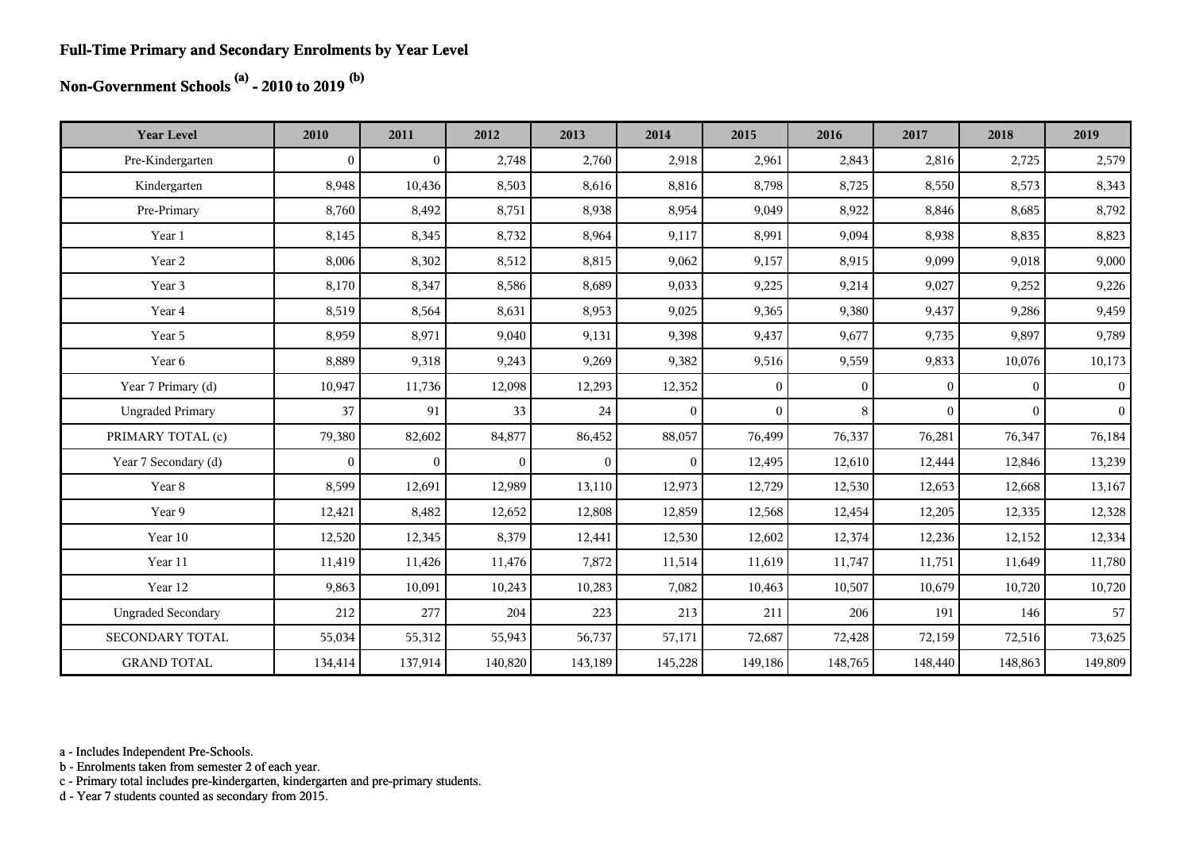## Full-Time Primary and Secondary Enrolments by Year Level

## Non-Government Schools [(a)] - 2010 to 2019 [(b)]

| Year Level | 2010 | 2011 | 2012 | 2013 | 2014 | 2015 | 2016 | 2017 | 2018 | 2019 |
|---|---|---|---|---|---|---|---|---|---|---|
| Pre-Kindergarten | 0 | 0 | 2,748 | 2,760 | 2,918 | 2,961 | 2,843 | 2,816 | 2,725 | 2,579 |
| Kindergarten | 8,948 | 10,436 | 8,503 | 8,616 | 8,816 | 8,798 | 8,725 | 8,550 | 8,573 | 8,343 |
| Pre-Primary | 8,760 | 8,492 | 8,751 | 8,938 | 8,954 | 9,049 | 8,922 | 8,846 | 8,685 | 8,792 |
| Year 1 | 8,145 | 8,345 | 8,732 | 8,964 | 9,117 | 8,991 | 9,094 | 8,938 | 8,835 | 8,823 |
| Year 2 | 8,006 | 8,302 | 8,512 | 8,815 | 9,062 | 9,157 | 8,915 | 9,099 | 9,018 | 9,000 |
| Year 3 | 8,170 | 8,347 | 8,586 | 8,689 | 9,033 | 9,225 | 9,214 | 9,027 | 9,252 | 9,226 |
| Year 4 | 8,519 | 8,564 | 8,631 | 8,953 | 9,025 | 9,365 | 9,380 | 9,437 | 9,286 | 9,459 |
| Year 5 | 8,959 | 8,971 | 9,040 | 9,131 | 9,398 | 9,437 | 9,677 | 9,735 | 9,897 | 9,789 |
| Year 6 | 8,889 | 9,318 | 9,243 | 9,269 | 9,382 | 9,516 | 9,559 | 9,833 | 10,076 | 10,173 |
| Year 7 Primary (d) | 10,947 | 11,736 | 12,098 | 12,293 | 12,352 | 0 | 0 | 0 | 0 | 0 |
| Ungraded Primary | 37 | 91 | 33 | 24 | 0 | 0 | 8 | 0 | 0 | 0 |
| PRIMARY TOTAL (c) | 79,380 | 82,602 | 84,877 | 86,452 | 88,057 | 76,499 | 76,337 | 76,281 | 76,347 | 76,184 |
| Year 7 Secondary (d) | 0 | 0 | 0 | 0 | 0 | 12,495 | 12,610 | 12,444 | 12,846 | 13,239 |
| Year 8 | 8,599 | 12,691 | 12,989 | 13,110 | 12,973 | 12,729 | 12,530 | 12,653 | 12,668 | 13,167 |
| Year 9 | 12,421 | 8,482 | 12,652 | 12,808 | 12,859 | 12,568 | 12,454 | 12,205 | 12,335 | 12,328 |
| Year 10 | 12,520 | 12,345 | 8,379 | 12,441 | 12,530 | 12,602 | 12,374 | 12,236 | 12,152 | 12,334 |
| Year 11 | 11,419 | 11,426 | 11,476 | 7,872 | 11,514 | 11,619 | 11,747 | 11,751 | 11,649 | 11,780 |
| Year 12 | 9,863 | 10,091 | 10,243 | 10,283 | 7,082 | 10,463 | 10,507 | 10,679 | 10,720 | 10,720 |
| Ungraded Secondary | 212 | 277 | 204 | 223 | 213 | 211 | 206 | 191 | 146 | 57 |
| SECONDARY TOTAL | 55,034 | 55,312 | 55,943 | 56,737 | 57,171 | 72,687 | 72,428 | 72,159 | 72,516 | 73,625 |
| GRAND TOTAL | 134,414 | 137,914 | 140,820 | 143,189 | 145,228 | 149,186 | 148,765 | 148,440 | 148,863 | 149,809 |

a - Includes Independent Pre-Schools.
b - Enrolments taken from semester 2 of each year.
c - Primary total includes pre-kindergarten, kindergarten and pre-primary students.
d - Year 7 students counted as secondary from 2015.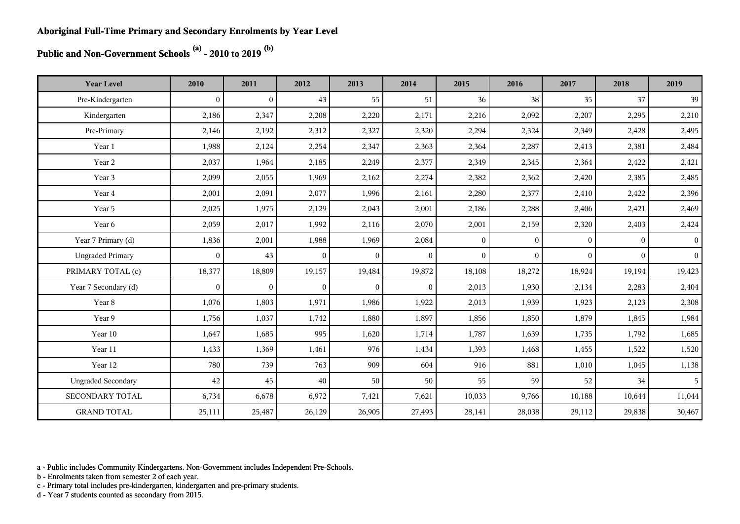**Aboriginal Full-Time Primary and Secondary Enrolments by Year Level**

**Public and Non-Government Schools [(a)] - 2010 to 2019 [(b)]**

| Year Level | 2010 | 2011 | 2012 | 2013 | 2014 | 2015 | 2016 | 2017 | 2018 | 2019 |
|---|---|---|---|---|---|---|---|---|---|---|
| Pre-Kindergarten | 0 | 0 | 43 | 55 | 51 | 36 | 38 | 35 | 37 | 39 |
| Kindergarten | 2,186 | 2,347 | 2,208 | 2,220 | 2,171 | 2,216 | 2,092 | 2,207 | 2,295 | 2,210 |
| Pre-Primary | 2,146 | 2,192 | 2,312 | 2,327 | 2,320 | 2,294 | 2,324 | 2,349 | 2,428 | 2,495 |
| Year 1 | 1,988 | 2,124 | 2,254 | 2,347 | 2,363 | 2,364 | 2,287 | 2,413 | 2,381 | 2,484 |
| Year 2 | 2,037 | 1,964 | 2,185 | 2,249 | 2,377 | 2,349 | 2,345 | 2,364 | 2,422 | 2,421 |
| Year 3 | 2,099 | 2,055 | 1,969 | 2,162 | 2,274 | 2,382 | 2,362 | 2,420 | 2,385 | 2,485 |
| Year 4 | 2,001 | 2,091 | 2,077 | 1,996 | 2,161 | 2,280 | 2,377 | 2,410 | 2,422 | 2,396 |
| Year 5 | 2,025 | 1,975 | 2,129 | 2,043 | 2,001 | 2,186 | 2,288 | 2,406 | 2,421 | 2,469 |
| Year 6 | 2,059 | 2,017 | 1,992 | 2,116 | 2,070 | 2,001 | 2,159 | 2,320 | 2,403 | 2,424 |
| Year 7 Primary (d) | 1,836 | 2,001 | 1,988 | 1,969 | 2,084 | 0 | 0 | 0 | 0 | 0 |
| Ungraded Primary | 0 | 43 | 0 | 0 | 0 | 0 | 0 | 0 | 0 | 0 |
| PRIMARY TOTAL (c) | 18,377 | 18,809 | 19,157 | 19,484 | 19,872 | 18,108 | 18,272 | 18,924 | 19,194 | 19,423 |
| Year 7 Secondary (d) | 0 | 0 | 0 | 0 | 0 | 2,013 | 1,930 | 2,134 | 2,283 | 2,404 |
| Year 8 | 1,076 | 1,803 | 1,971 | 1,986 | 1,922 | 2,013 | 1,939 | 1,923 | 2,123 | 2,308 |
| Year 9 | 1,756 | 1,037 | 1,742 | 1,880 | 1,897 | 1,856 | 1,850 | 1,879 | 1,845 | 1,984 |
| Year 10 | 1,647 | 1,685 | 995 | 1,620 | 1,714 | 1,787 | 1,639 | 1,735 | 1,792 | 1,685 |
| Year 11 | 1,433 | 1,369 | 1,461 | 976 | 1,434 | 1,393 | 1,468 | 1,455 | 1,522 | 1,520 |
| Year 12 | 780 | 739 | 763 | 909 | 604 | 916 | 881 | 1,010 | 1,045 | 1,138 |
| Ungraded Secondary | 42 | 45 | 40 | 50 | 50 | 55 | 59 | 52 | 34 | 5 |
| SECONDARY TOTAL | 6,734 | 6,678 | 6,972 | 7,421 | 7,621 | 10,033 | 9,766 | 10,188 | 10,644 | 11,044 |
| GRAND TOTAL | 25,111 | 25,487 | 26,129 | 26,905 | 27,493 | 28,141 | 28,038 | 29,112 | 29,838 | 30,467 |

a - Public includes Community Kindergartens. Non-Government includes Independent Pre-Schools.
b - Enrolments taken from semester 2 of each year.
c - Primary total includes pre-kindergarten, kindergarten and pre-primary students.
d - Year 7 students counted as secondary from 2015.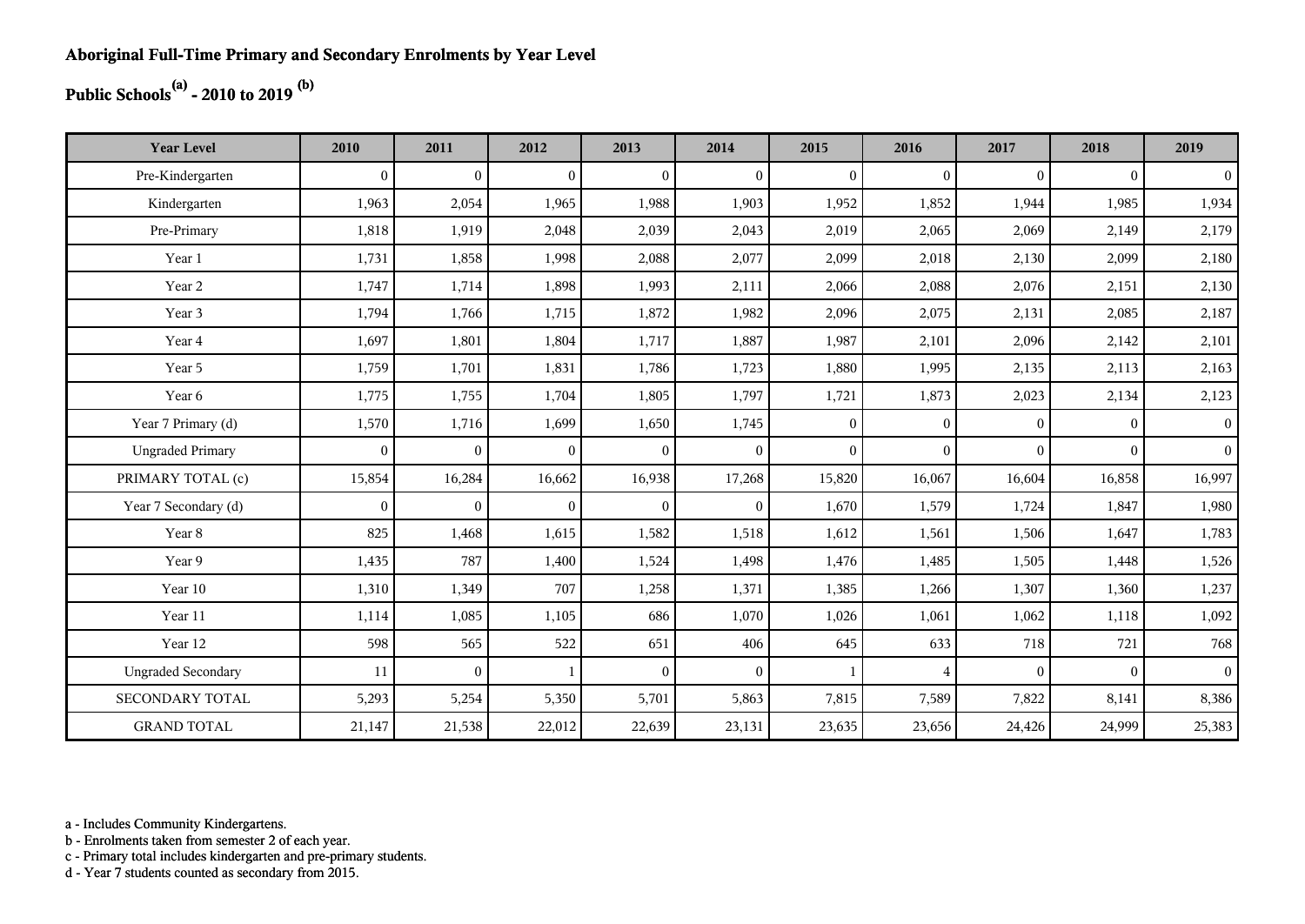**Aboriginal Full-Time Primary and Secondary Enrolments by Year Level**

**Public Schools[(a)] - 2010 to 2019 [(b)]**

| Year Level | 2010 | 2011 | 2012 | 2013 | 2014 | 2015 | 2016 | 2017 | 2018 | 2019 |
|---|---|---|---|---|---|---|---|---|---|---|
| Pre-Kindergarten | 0 | 0 | 0 | 0 | 0 | 0 | 0 | 0 | 0 | 0 |
| Kindergarten | 1,963 | 2,054 | 1,965 | 1,988 | 1,903 | 1,952 | 1,852 | 1,944 | 1,985 | 1,934 |
| Pre-Primary | 1,818 | 1,919 | 2,048 | 2,039 | 2,043 | 2,019 | 2,065 | 2,069 | 2,149 | 2,179 |
| Year 1 | 1,731 | 1,858 | 1,998 | 2,088 | 2,077 | 2,099 | 2,018 | 2,130 | 2,099 | 2,180 |
| Year 2 | 1,747 | 1,714 | 1,898 | 1,993 | 2,111 | 2,066 | 2,088 | 2,076 | 2,151 | 2,130 |
| Year 3 | 1,794 | 1,766 | 1,715 | 1,872 | 1,982 | 2,096 | 2,075 | 2,131 | 2,085 | 2,187 |
| Year 4 | 1,697 | 1,801 | 1,804 | 1,717 | 1,887 | 1,987 | 2,101 | 2,096 | 2,142 | 2,101 |
| Year 5 | 1,759 | 1,701 | 1,831 | 1,786 | 1,723 | 1,880 | 1,995 | 2,135 | 2,113 | 2,163 |
| Year 6 | 1,775 | 1,755 | 1,704 | 1,805 | 1,797 | 1,721 | 1,873 | 2,023 | 2,134 | 2,123 |
| Year 7 Primary (d) | 1,570 | 1,716 | 1,699 | 1,650 | 1,745 | 0 | 0 | 0 | 0 | 0 |
| Ungraded Primary | 0 | 0 | 0 | 0 | 0 | 0 | 0 | 0 | 0 | 0 |
| PRIMARY TOTAL (c) | 15,854 | 16,284 | 16,662 | 16,938 | 17,268 | 15,820 | 16,067 | 16,604 | 16,858 | 16,997 |
| Year 7 Secondary (d) | 0 | 0 | 0 | 0 | 0 | 1,670 | 1,579 | 1,724 | 1,847 | 1,980 |
| Year 8 | 825 | 1,468 | 1,615 | 1,582 | 1,518 | 1,612 | 1,561 | 1,506 | 1,647 | 1,783 |
| Year 9 | 1,435 | 787 | 1,400 | 1,524 | 1,498 | 1,476 | 1,485 | 1,505 | 1,448 | 1,526 |
| Year 10 | 1,310 | 1,349 | 707 | 1,258 | 1,371 | 1,385 | 1,266 | 1,307 | 1,360 | 1,237 |
| Year 11 | 1,114 | 1,085 | 1,105 | 686 | 1,070 | 1,026 | 1,061 | 1,062 | 1,118 | 1,092 |
| Year 12 | 598 | 565 | 522 | 651 | 406 | 645 | 633 | 718 | 721 | 768 |
| Ungraded Secondary | 11 | 0 | 1 | 0 | 0 | 1 | 4 | 0 | 0 | 0 |
| SECONDARY TOTAL | 5,293 | 5,254 | 5,350 | 5,701 | 5,863 | 7,815 | 7,589 | 7,822 | 8,141 | 8,386 |
| GRAND TOTAL | 21,147 | 21,538 | 22,012 | 22,639 | 23,131 | 23,635 | 23,656 | 24,426 | 24,999 | 25,383 |

a - Includes Community Kindergartens.
b - Enrolments taken from semester 2 of each year.
c - Primary total includes kindergarten and pre-primary students.
d - Year 7 students counted as secondary from 2015.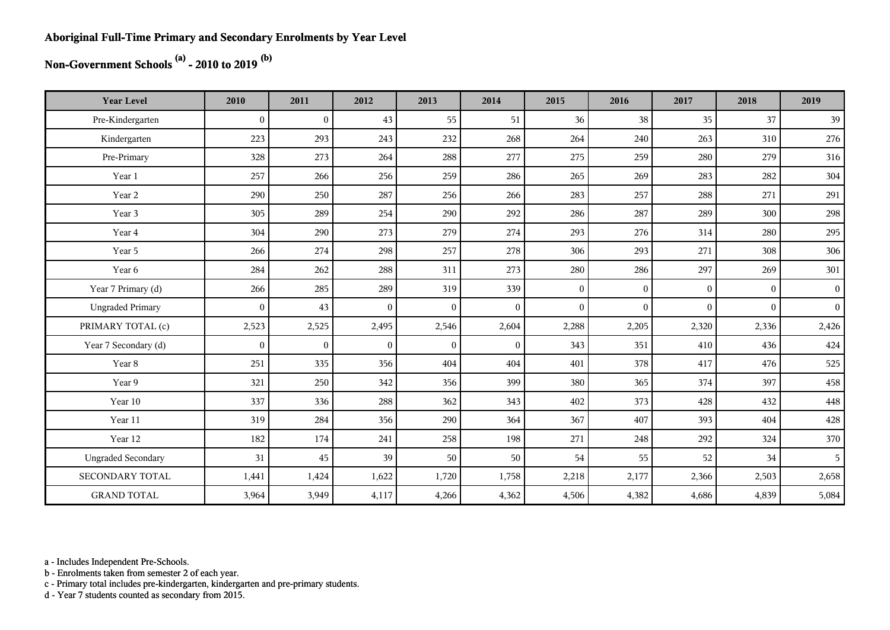**Aboriginal Full-Time Primary and Secondary Enrolments by Year Level**

**Non-Government Schools [(a)] - 2010 to 2019 [(b)]**

| Year Level | 2010 | 2011 | 2012 | 2013 | 2014 | 2015 | 2016 | 2017 | 2018 | 2019 |
|---|---|---|---|---|---|---|---|---|---|---|
| Pre-Kindergarten | 0 | 0 | 43 | 55 | 51 | 36 | 38 | 35 | 37 | 39 |
| Kindergarten | 223 | 293 | 243 | 232 | 268 | 264 | 240 | 263 | 310 | 276 |
| Pre-Primary | 328 | 273 | 264 | 288 | 277 | 275 | 259 | 280 | 279 | 316 |
| Year 1 | 257 | 266 | 256 | 259 | 286 | 265 | 269 | 283 | 282 | 304 |
| Year 2 | 290 | 250 | 287 | 256 | 266 | 283 | 257 | 288 | 271 | 291 |
| Year 3 | 305 | 289 | 254 | 290 | 292 | 286 | 287 | 289 | 300 | 298 |
| Year 4 | 304 | 290 | 273 | 279 | 274 | 293 | 276 | 314 | 280 | 295 |
| Year 5 | 266 | 274 | 298 | 257 | 278 | 306 | 293 | 271 | 308 | 306 |
| Year 6 | 284 | 262 | 288 | 311 | 273 | 280 | 286 | 297 | 269 | 301 |
| Year 7 Primary (d) | 266 | 285 | 289 | 319 | 339 | 0 | 0 | 0 | 0 | 0 |
| Ungraded Primary | 0 | 43 | 0 | 0 | 0 | 0 | 0 | 0 | 0 | 0 |
| PRIMARY TOTAL (c) | 2,523 | 2,525 | 2,495 | 2,546 | 2,604 | 2,288 | 2,205 | 2,320 | 2,336 | 2,426 |
| Year 7 Secondary (d) | 0 | 0 | 0 | 0 | 0 | 343 | 351 | 410 | 436 | 424 |
| Year 8 | 251 | 335 | 356 | 404 | 404 | 401 | 378 | 417 | 476 | 525 |
| Year 9 | 321 | 250 | 342 | 356 | 399 | 380 | 365 | 374 | 397 | 458 |
| Year 10 | 337 | 336 | 288 | 362 | 343 | 402 | 373 | 428 | 432 | 448 |
| Year 11 | 319 | 284 | 356 | 290 | 364 | 367 | 407 | 393 | 404 | 428 |
| Year 12 | 182 | 174 | 241 | 258 | 198 | 271 | 248 | 292 | 324 | 370 |
| Ungraded Secondary | 31 | 45 | 39 | 50 | 50 | 54 | 55 | 52 | 34 | 5 |
| SECONDARY TOTAL | 1,441 | 1,424 | 1,622 | 1,720 | 1,758 | 2,218 | 2,177 | 2,366 | 2,503 | 2,658 |
| GRAND TOTAL | 3,964 | 3,949 | 4,117 | 4,266 | 4,362 | 4,506 | 4,382 | 4,686 | 4,839 | 5,084 |

a - Includes Independent Pre-Schools.
b - Enrolments taken from semester 2 of each year.
c - Primary total includes pre-kindergarten, kindergarten and pre-primary students.
d - Year 7 students counted as secondary from 2015.